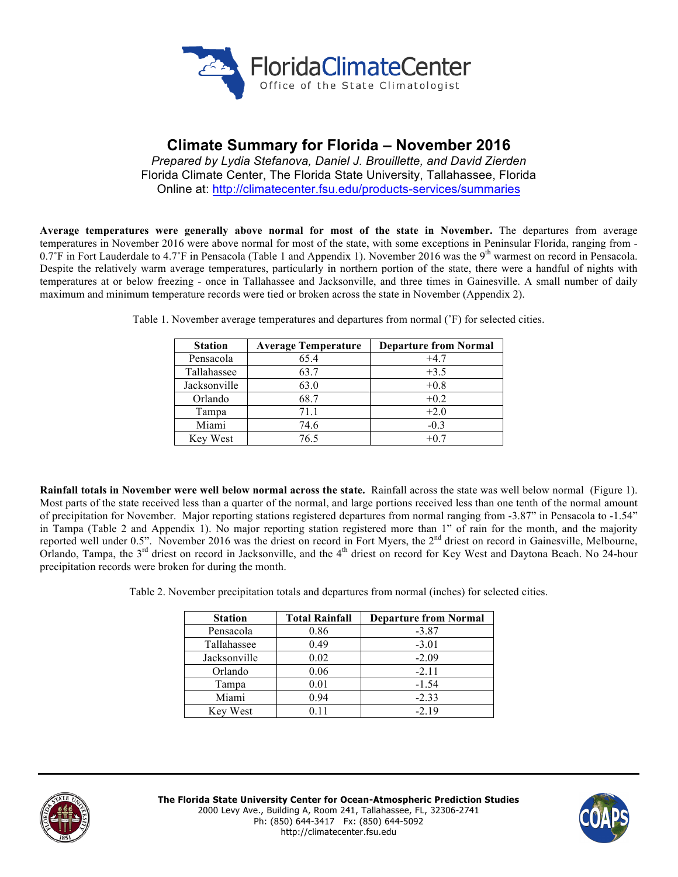# Climate Summary for Florida – November 2016

*Prepared by Lydia Stefanova, Daniel J. Brouillette, and David Zierden*
Florida Climate Center, The Florida State University, Tallahassee, Florida
Online at: http://climatecenter.fsu.edu/products-services/summaries

**Average temperatures were generally above normal for most of the state in November.** The departures from average temperatures in November 2016 were above normal for most of the state, with some exceptions in Peninsular Florida, ranging from -0.7˚F in Fort Lauderdale to 4.7˚F in Pensacola (Table 1 and Appendix 1). November 2016 was the 9th warmest on record in Pensacola. Despite the relatively warm average temperatures, particularly in northern portion of the state, there were a handful of nights with temperatures at or below freezing - once in Tallahassee and Jacksonville, and three times in Gainesville. A small number of daily maximum and minimum temperature records were tied or broken across the state in November (Appendix 2).

Table 1. November average temperatures and departures from normal (˚F) for selected cities.

| Station | Average Temperature | Departure from Normal |
|---|---|---|
| Pensacola | 65.4 | +4.7 |
| Tallahassee | 63.7 | +3.5 |
| Jacksonville | 63.0 | +0.8 |
| Orlando | 68.7 | +0.2 |
| Tampa | 71.1 | +2.0 |
| Miami | 74.6 | -0.3 |
| Key West | 76.5 | +0.7 |

**Rainfall totals in November were well below normal across the state.** Rainfall across the state was well below normal (Figure 1). Most parts of the state received less than a quarter of the normal, and large portions received less than one tenth of the normal amount of precipitation for November. Major reporting stations registered departures from normal ranging from -3.87" in Pensacola to -1.54" in Tampa (Table 2 and Appendix 1). No major reporting station registered more than 1" of rain for the month, and the majority reported well under 0.5". November 2016 was the driest on record in Fort Myers, the 2nd driest on record in Gainesville, Melbourne, Orlando, Tampa, the 3rd driest on record in Jacksonville, and the 4th driest on record for Key West and Daytona Beach. No 24-hour precipitation records were broken for during the month.

Table 2. November precipitation totals and departures from normal (inches) for selected cities.

| Station | Total Rainfall | Departure from Normal |
|---|---|---|
| Pensacola | 0.86 | -3.87 |
| Tallahassee | 0.49 | -3.01 |
| Jacksonville | 0.02 | -2.09 |
| Orlando | 0.06 | -2.11 |
| Tampa | 0.01 | -1.54 |
| Miami | 0.94 | -2.33 |
| Key West | 0.11 | -2.19 |

**The Florida State University Center for Ocean-Atmospheric Prediction Studies**
2000 Levy Ave., Building A, Room 241, Tallahassee, FL, 32306-2741
Ph: (850) 644-3417 Fx: (850) 644-5092
http://climatecenter.fsu.edu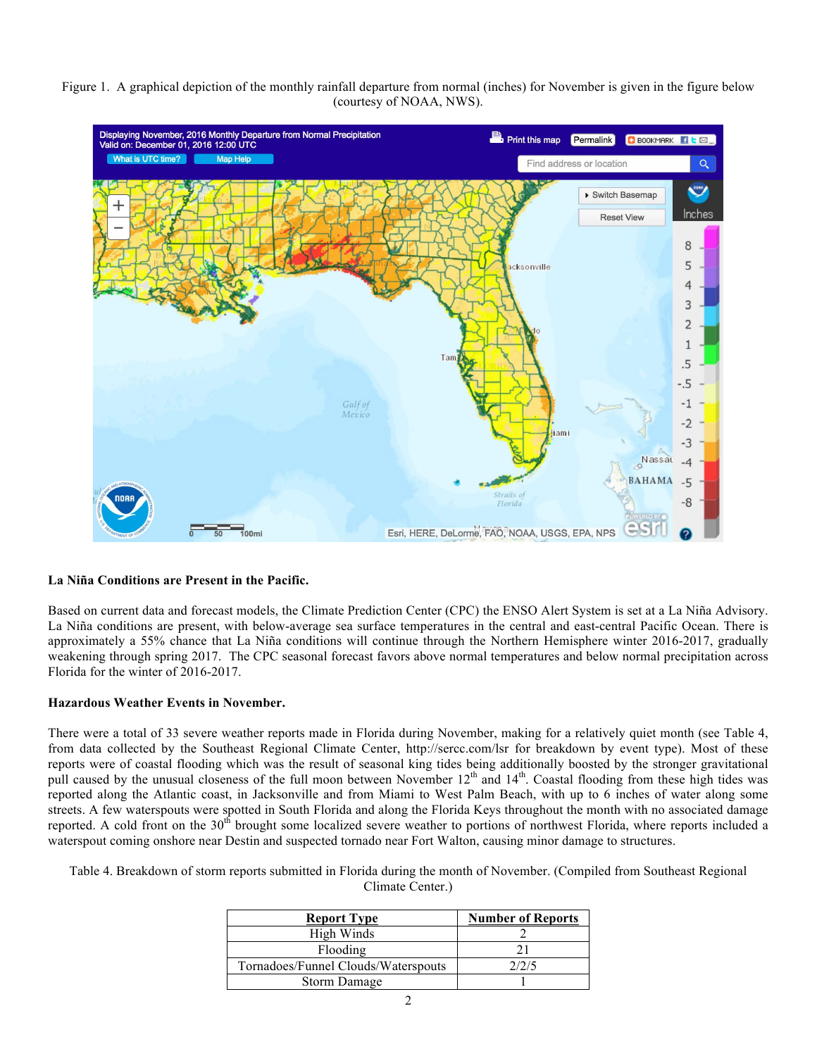Figure 1. A graphical depiction of the monthly rainfall departure from normal (inches) for November is given in the figure below (courtesy of NOAA, NWS).

**La Niña Conditions are Present in the Pacific.**

Based on current data and forecast models, the Climate Prediction Center (CPC) the ENSO Alert System is set at a La Niña Advisory. La Niña conditions are present, with below-average sea surface temperatures in the central and east-central Pacific Ocean. There is approximately a 55% chance that La Niña conditions will continue through the Northern Hemisphere winter 2016-2017, gradually weakening through spring 2017. The CPC seasonal forecast favors above normal temperatures and below normal precipitation across Florida for the winter of 2016-2017.

**Hazardous Weather Events in November.**

There were a total of 33 severe weather reports made in Florida during November, making for a relatively quiet month (see Table 4, from data collected by the Southeast Regional Climate Center, http://sercc.com/lsr for breakdown by event type). Most of these reports were of coastal flooding which was the result of seasonal king tides being additionally boosted by the stronger gravitational pull caused by the unusual closeness of the full moon between November 12th and 14th. Coastal flooding from these high tides was reported along the Atlantic coast, in Jacksonville and from Miami to West Palm Beach, with up to 6 inches of water along some streets. A few waterspouts were spotted in South Florida and along the Florida Keys throughout the month with no associated damage reported. A cold front on the 30th brought some localized severe weather to portions of northwest Florida, where reports included a waterspout coming onshore near Destin and suspected tornado near Fort Walton, causing minor damage to structures.

Table 4. Breakdown of storm reports submitted in Florida during the month of November. (Compiled from Southeast Regional Climate Center.)

| Report Type | Number of Reports |
|---|---|
| High Winds | 2 |
| Flooding | 21 |
| Tornadoes/Funnel Clouds/Waterspouts | 2/2/5 |
| Storm Damage | 1 |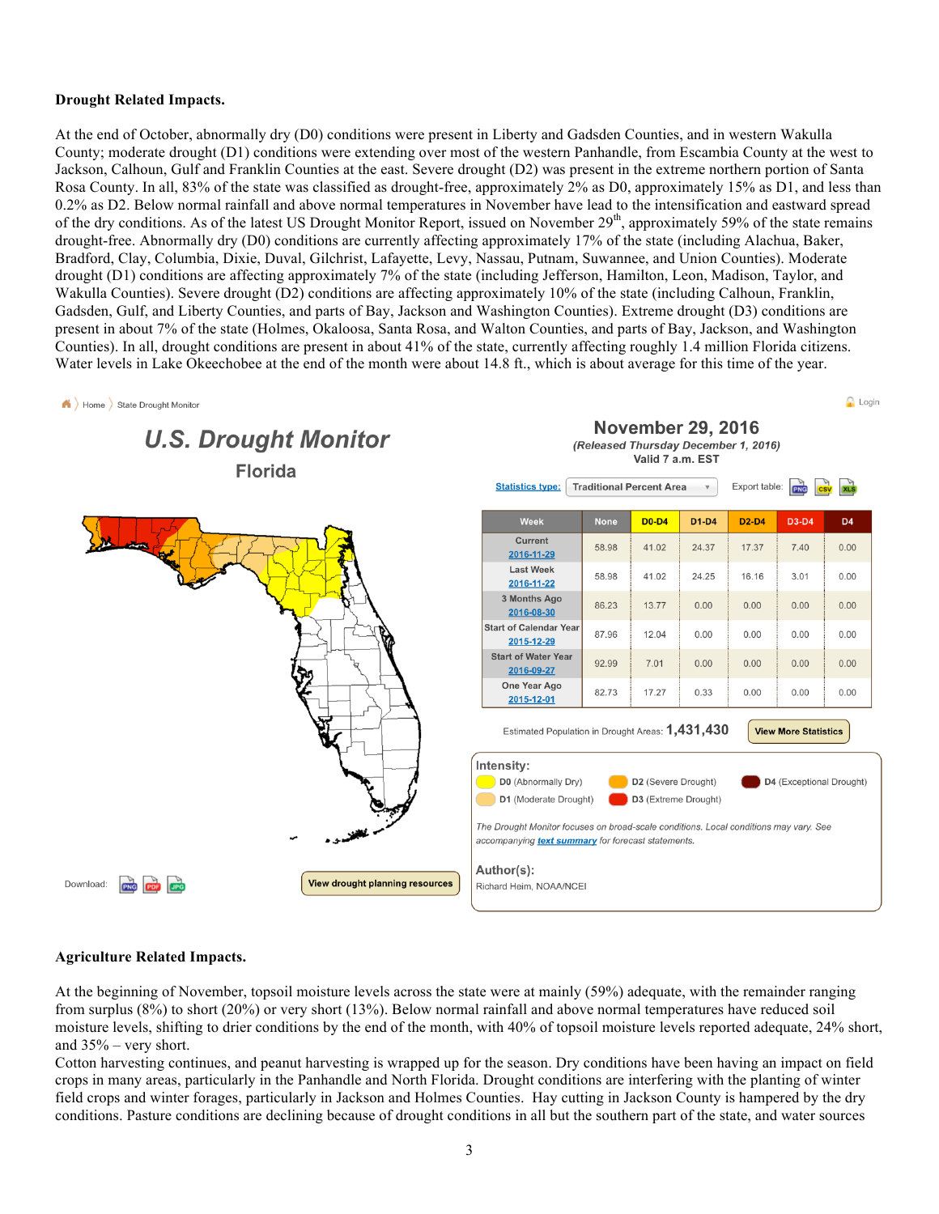**Drought Related Impacts.**

At the end of October, abnormally dry (D0) conditions were present in Liberty and Gadsden Counties, and in western Wakulla County; moderate drought (D1) conditions were extending over most of the western Panhandle, from Escambia County at the west to Jackson, Calhoun, Gulf and Franklin Counties at the east. Severe drought (D2) was present in the extreme northern portion of Santa Rosa County. In all, 83% of the state was classified as drought-free, approximately 2% as D0, approximately 15% as D1, and less than 0.2% as D2. Below normal rainfall and above normal temperatures in November have lead to the intensification and eastward spread of the dry conditions. As of the latest US Drought Monitor Report, issued on November 29th, approximately 59% of the state remains drought-free. Abnormally dry (D0) conditions are currently affecting approximately 17% of the state (including Alachua, Baker, Bradford, Clay, Columbia, Dixie, Duval, Gilchrist, Lafayette, Levy, Nassau, Putnam, Suwannee, and Union Counties). Moderate drought (D1) conditions are affecting approximately 7% of the state (including Jefferson, Hamilton, Leon, Madison, Taylor, and Wakulla Counties). Severe drought (D2) conditions are affecting approximately 10% of the state (including Calhoun, Franklin, Gadsden, Gulf, and Liberty Counties, and parts of Bay, Jackson and Washington Counties). Extreme drought (D3) conditions are present in about 7% of the state (Holmes, Okaloosa, Santa Rosa, and Walton Counties, and parts of Bay, Jackson, and Washington Counties). In all, drought conditions are present in about 41% of the state, currently affecting roughly 1.4 million Florida citizens. Water levels in Lake Okeechobee at the end of the month were about 14.8 ft., which is about average for this time of the year.

**U.S. Drought Monitor**

**Florida**

**November 29, 2016**

*(Released Thursday December 1, 2016)*

Valid 7 a.m. EST

Statistics type: Traditional Percent Area

| Week | None | D0-D4 | D1-D4 | D2-D4 | D3-D4 | D4 |
|---|---|---|---|---|---|---|
| Current 2016-11-29 | 58.98 | 41.02 | 24.37 | 17.37 | 7.40 | 0.00 |
| Last Week 2016-11-22 | 58.98 | 41.02 | 24.25 | 16.16 | 3.01 | 0.00 |
| 3 Months Ago 2016-08-30 | 86.23 | 13.77 | 0.00 | 0.00 | 0.00 | 0.00 |
| Start of Calendar Year 2015-12-29 | 87.96 | 12.04 | 0.00 | 0.00 | 0.00 | 0.00 |
| Start of Water Year 2016-09-27 | 92.99 | 7.01 | 0.00 | 0.00 | 0.00 | 0.00 |
| One Year Ago 2015-12-01 | 82.73 | 17.27 | 0.33 | 0.00 | 0.00 | 0.00 |

Estimated Population in Drought Areas: **1,431,430**

**Intensity:**
- D0 (Abnormally Dry)
- D1 (Moderate Drought)
- D2 (Severe Drought)
- D3 (Extreme Drought)
- D4 (Exceptional Drought)

*The Drought Monitor focuses on broad-scale conditions. Local conditions may vary. See accompanying text summary for forecast statements.*

**Author(s):**
Richard Heim, NOAA/NCEI

**Agriculture Related Impacts.**

At the beginning of November, topsoil moisture levels across the state were at mainly (59%) adequate, with the remainder ranging from surplus (8%) to short (20%) or very short (13%). Below normal rainfall and above normal temperatures have reduced soil moisture levels, shifting to drier conditions by the end of the month, with 40% of topsoil moisture levels reported adequate, 24% short, and 35% – very short.

Cotton harvesting continues, and peanut harvesting is wrapped up for the season. Dry conditions have been having an impact on field crops in many areas, particularly in the Panhandle and North Florida. Drought conditions are interfering with the planting of winter field crops and winter forages, particularly in Jackson and Holmes Counties. Hay cutting in Jackson County is hampered by the dry conditions. Pasture conditions are declining because of drought conditions in all but the southern part of the state, and water sources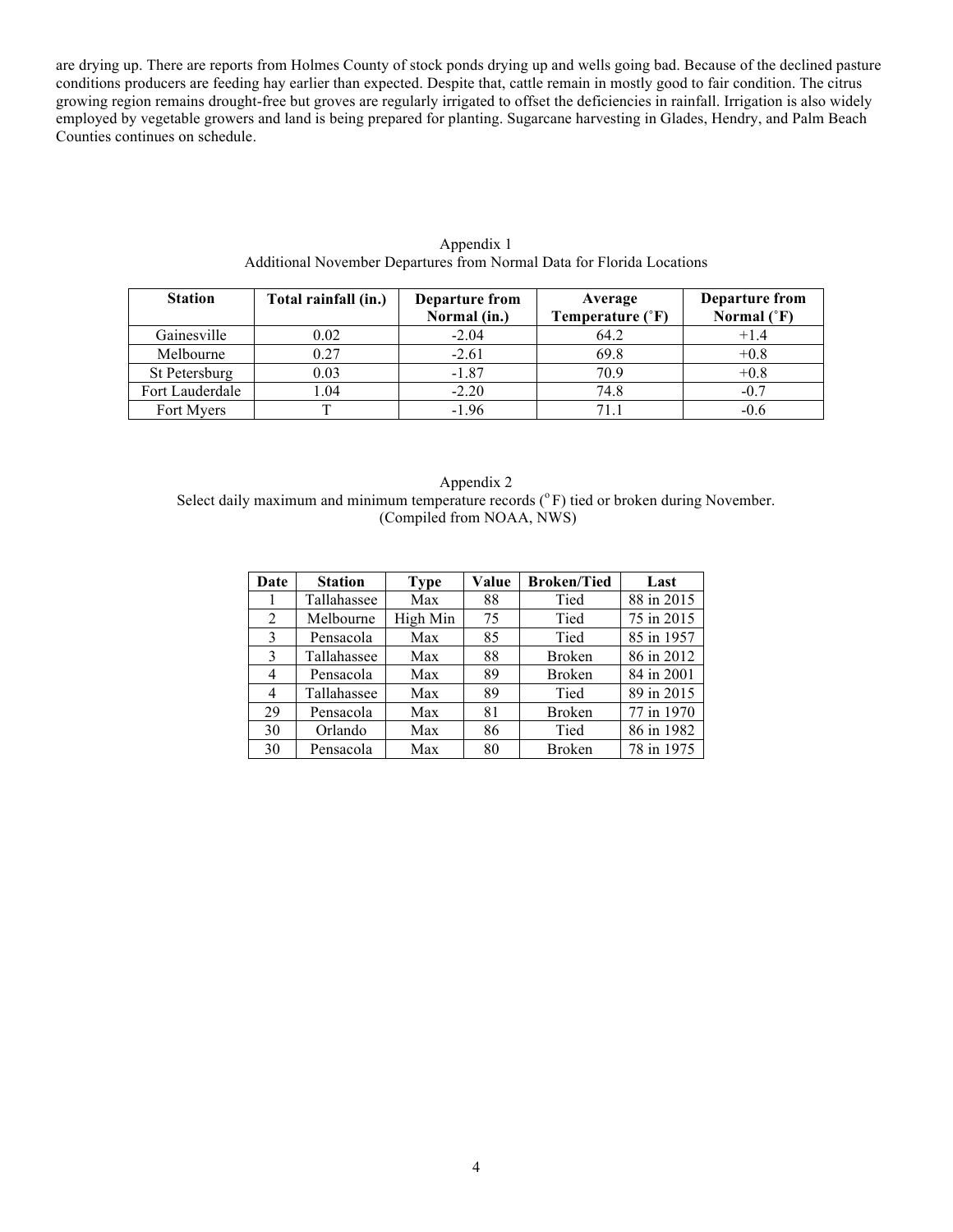are drying up. There are reports from Holmes County of stock ponds drying up and wells going bad. Because of the declined pasture conditions producers are feeding hay earlier than expected. Despite that, cattle remain in mostly good to fair condition. The citrus growing region remains drought-free but groves are regularly irrigated to offset the deficiencies in rainfall. Irrigation is also widely employed by vegetable growers and land is being prepared for planting. Sugarcane harvesting in Glades, Hendry, and Palm Beach Counties continues on schedule.

Appendix 1
Additional November Departures from Normal Data for Florida Locations

| Station | Total rainfall (in.) | Departure from Normal (in.) | Average Temperature (˚F) | Departure from Normal (˚F) |
|---|---|---|---|---|
| Gainesville | 0.02 | -2.04 | 64.2 | +1.4 |
| Melbourne | 0.27 | -2.61 | 69.8 | +0.8 |
| St Petersburg | 0.03 | -1.87 | 70.9 | +0.8 |
| Fort Lauderdale | 1.04 | -2.20 | 74.8 | -0.7 |
| Fort Myers | T | -1.96 | 71.1 | -0.6 |

Appendix 2
Select daily maximum and minimum temperature records (°F) tied or broken during November.
(Compiled from NOAA, NWS)

| Date | Station | Type | Value | Broken/Tied | Last |
|---|---|---|---|---|---|
| 1 | Tallahassee | Max | 88 | Tied | 88 in 2015 |
| 2 | Melbourne | High Min | 75 | Tied | 75 in 2015 |
| 3 | Pensacola | Max | 85 | Tied | 85 in 1957 |
| 3 | Tallahassee | Max | 88 | Broken | 86 in 2012 |
| 4 | Pensacola | Max | 89 | Broken | 84 in 2001 |
| 4 | Tallahassee | Max | 89 | Tied | 89 in 2015 |
| 29 | Pensacola | Max | 81 | Broken | 77 in 1970 |
| 30 | Orlando | Max | 86 | Tied | 86 in 1982 |
| 30 | Pensacola | Max | 80 | Broken | 78 in 1975 |